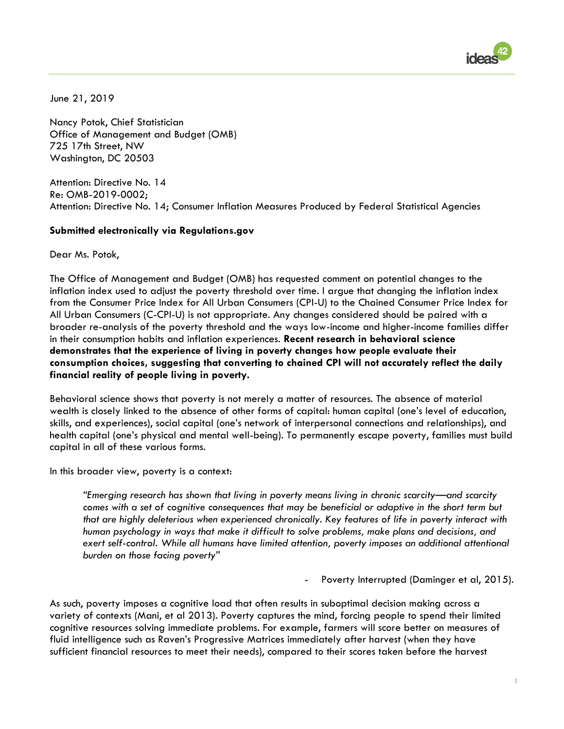June 21, 2019

Nancy Potok, Chief Statistician
Office of Management and Budget (OMB)
725 17th Street, NW
Washington, DC 20503

Attention: Directive No. 14
Re: OMB-2019-0002;
Attention: Directive No. 14; Consumer Inflation Measures Produced by Federal Statistical Agencies

**Submitted electronically via Regulations.gov**

Dear Ms. Potok,

The Office of Management and Budget (OMB) has requested comment on potential changes to the inflation index used to adjust the poverty threshold over time. I argue that changing the inflation index from the Consumer Price Index for All Urban Consumers (CPI-U) to the Chained Consumer Price Index for All Urban Consumers (C-CPI-U) is not appropriate. Any changes considered should be paired with a broader re-analysis of the poverty threshold and the ways low-income and higher-income families differ in their consumption habits and inflation experiences. **Recent research in behavioral science demonstrates that the experience of living in poverty changes how people evaluate their consumption choices, suggesting that converting to chained CPI will not accurately reflect the daily financial reality of people living in poverty.**

Behavioral science shows that poverty is not merely a matter of resources. The absence of material wealth is closely linked to the absence of other forms of capital: human capital (one's level of education, skills, and experiences), social capital (one's network of interpersonal connections and relationships), and health capital (one's physical and mental well-being). To permanently escape poverty, families must build capital in all of these various forms.

In this broader view, poverty is a context:

> *"Emerging research has shown that living in poverty means living in chronic scarcity—and scarcity comes with a set of cognitive consequences that may be beneficial or adaptive in the short term but that are highly deleterious when experienced chronically. Key features of life in poverty interact with human psychology in ways that make it difficult to solve problems, make plans and decisions, and exert self-control. While all humans have limited attention, poverty imposes an additional attentional burden on those facing poverty"*
>
> \- Poverty Interrupted (Daminger et al, 2015).

As such, poverty imposes a cognitive load that often results in suboptimal decision making across a variety of contexts (Mani, et al 2013). Poverty captures the mind, forcing people to spend their limited cognitive resources solving immediate problems. For example, farmers will score better on measures of fluid intelligence such as Raven's Progressive Matrices immediately after harvest (when they have sufficient financial resources to meet their needs), compared to their scores taken before the harvest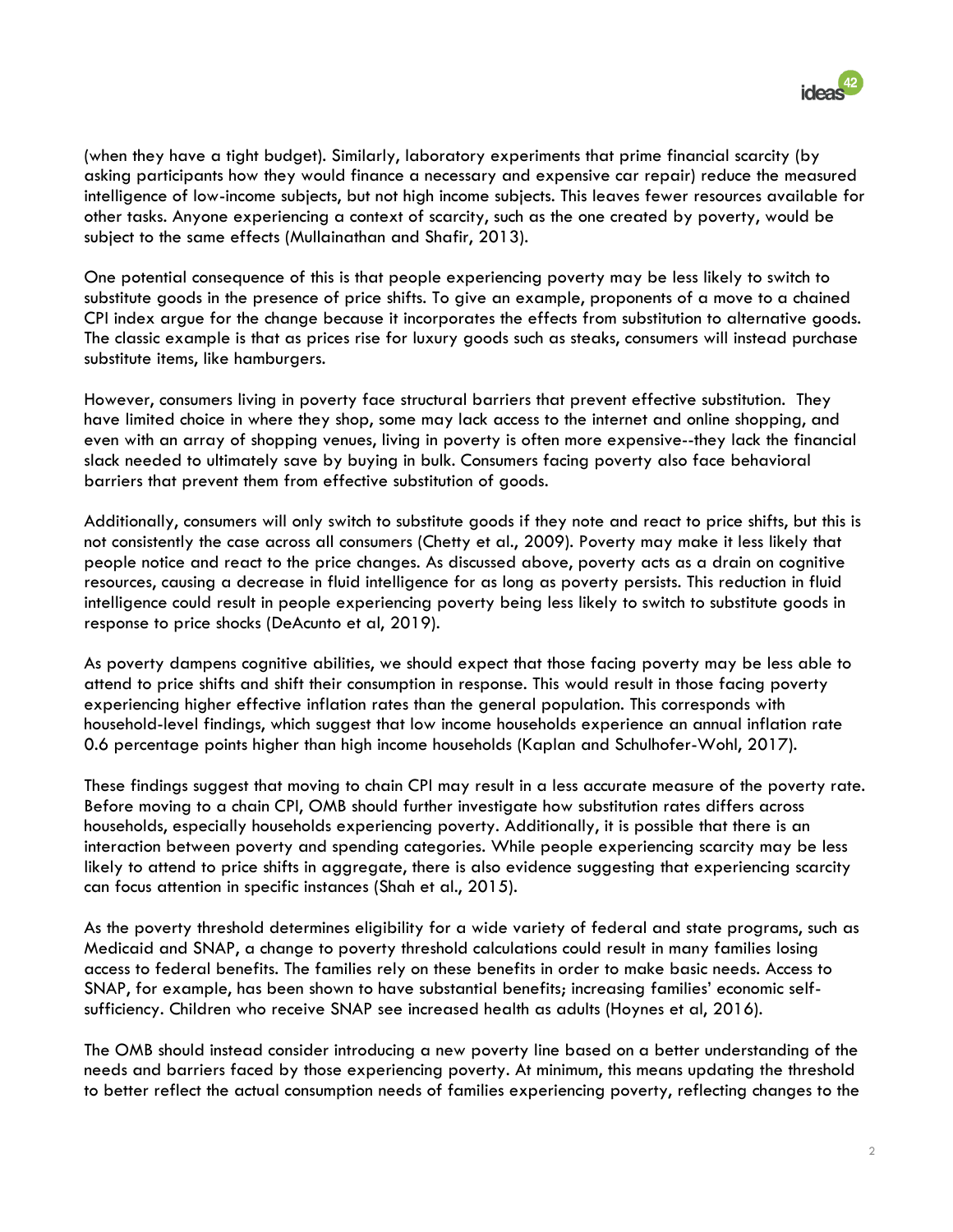(when they have a tight budget). Similarly, laboratory experiments that prime financial scarcity (by asking participants how they would finance a necessary and expensive car repair) reduce the measured intelligence of low-income subjects, but not high income subjects. This leaves fewer resources available for other tasks. Anyone experiencing a context of scarcity, such as the one created by poverty, would be subject to the same effects (Mullainathan and Shafir, 2013).

One potential consequence of this is that people experiencing poverty may be less likely to switch to substitute goods in the presence of price shifts. To give an example, proponents of a move to a chained CPI index argue for the change because it incorporates the effects from substitution to alternative goods. The classic example is that as prices rise for luxury goods such as steaks, consumers will instead purchase substitute items, like hamburgers.

However, consumers living in poverty face structural barriers that prevent effective substitution. They have limited choice in where they shop, some may lack access to the internet and online shopping, and even with an array of shopping venues, living in poverty is often more expensive--they lack the financial slack needed to ultimately save by buying in bulk. Consumers facing poverty also face behavioral barriers that prevent them from effective substitution of goods.

Additionally, consumers will only switch to substitute goods if they note and react to price shifts, but this is not consistently the case across all consumers (Chetty et al., 2009). Poverty may make it less likely that people notice and react to the price changes. As discussed above, poverty acts as a drain on cognitive resources, causing a decrease in fluid intelligence for as long as poverty persists. This reduction in fluid intelligence could result in people experiencing poverty being less likely to switch to substitute goods in response to price shocks (DeAcunto et al, 2019).

As poverty dampens cognitive abilities, we should expect that those facing poverty may be less able to attend to price shifts and shift their consumption in response. This would result in those facing poverty experiencing higher effective inflation rates than the general population. This corresponds with household-level findings, which suggest that low income households experience an annual inflation rate 0.6 percentage points higher than high income households (Kaplan and Schulhofer-Wohl, 2017).

These findings suggest that moving to chain CPI may result in a less accurate measure of the poverty rate. Before moving to a chain CPI, OMB should further investigate how substitution rates differs across households, especially households experiencing poverty. Additionally, it is possible that there is an interaction between poverty and spending categories. While people experiencing scarcity may be less likely to attend to price shifts in aggregate, there is also evidence suggesting that experiencing scarcity can focus attention in specific instances (Shah et al., 2015).

As the poverty threshold determines eligibility for a wide variety of federal and state programs, such as Medicaid and SNAP, a change to poverty threshold calculations could result in many families losing access to federal benefits. The families rely on these benefits in order to make basic needs. Access to SNAP, for example, has been shown to have substantial benefits; increasing families' economic self-sufficiency. Children who receive SNAP see increased health as adults (Hoynes et al, 2016).

The OMB should instead consider introducing a new poverty line based on a better understanding of the needs and barriers faced by those experiencing poverty. At minimum, this means updating the threshold to better reflect the actual consumption needs of families experiencing poverty, reflecting changes to the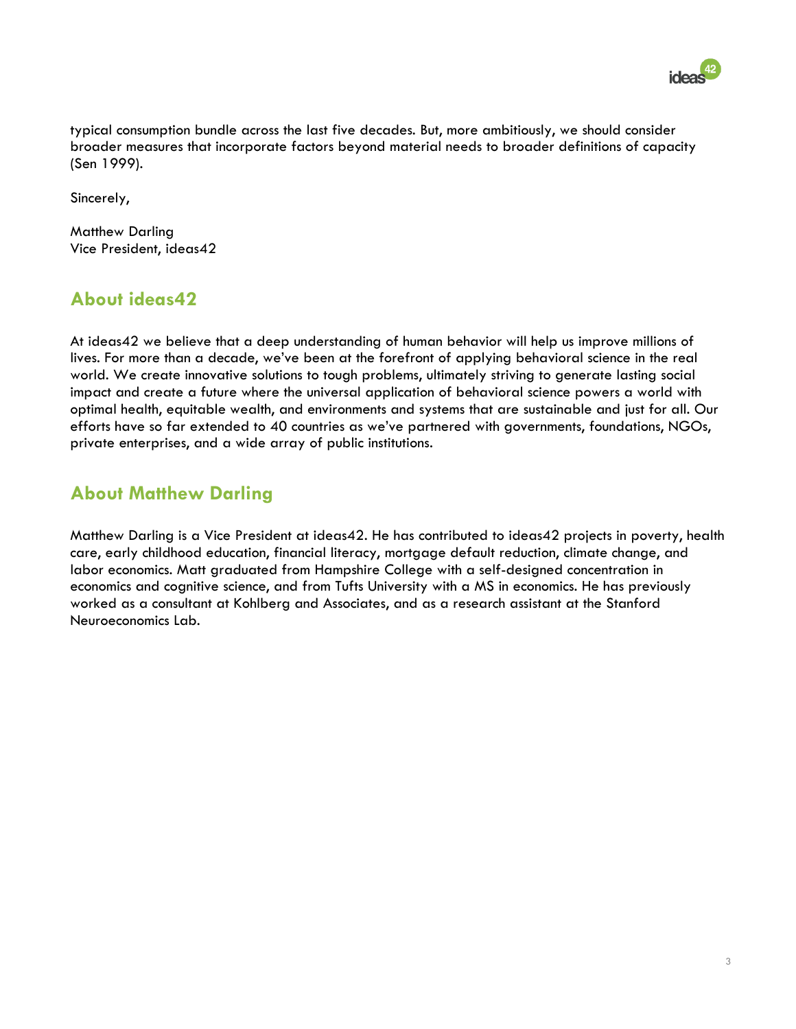typical consumption bundle across the last five decades. But, more ambitiously, we should consider broader measures that incorporate factors beyond material needs to broader definitions of capacity (Sen 1999).

Sincerely,

Matthew Darling
Vice President, ideas42

## About ideas42

At ideas42 we believe that a deep understanding of human behavior will help us improve millions of lives. For more than a decade, we've been at the forefront of applying behavioral science in the real world. We create innovative solutions to tough problems, ultimately striving to generate lasting social impact and create a future where the universal application of behavioral science powers a world with optimal health, equitable wealth, and environments and systems that are sustainable and just for all. Our efforts have so far extended to 40 countries as we've partnered with governments, foundations, NGOs, private enterprises, and a wide array of public institutions.

## About Matthew Darling

Matthew Darling is a Vice President at ideas42. He has contributed to ideas42 projects in poverty, health care, early childhood education, financial literacy, mortgage default reduction, climate change, and labor economics. Matt graduated from Hampshire College with a self-designed concentration in economics and cognitive science, and from Tufts University with a MS in economics. He has previously worked as a consultant at Kohlberg and Associates, and as a research assistant at the Stanford Neuroeconomics Lab.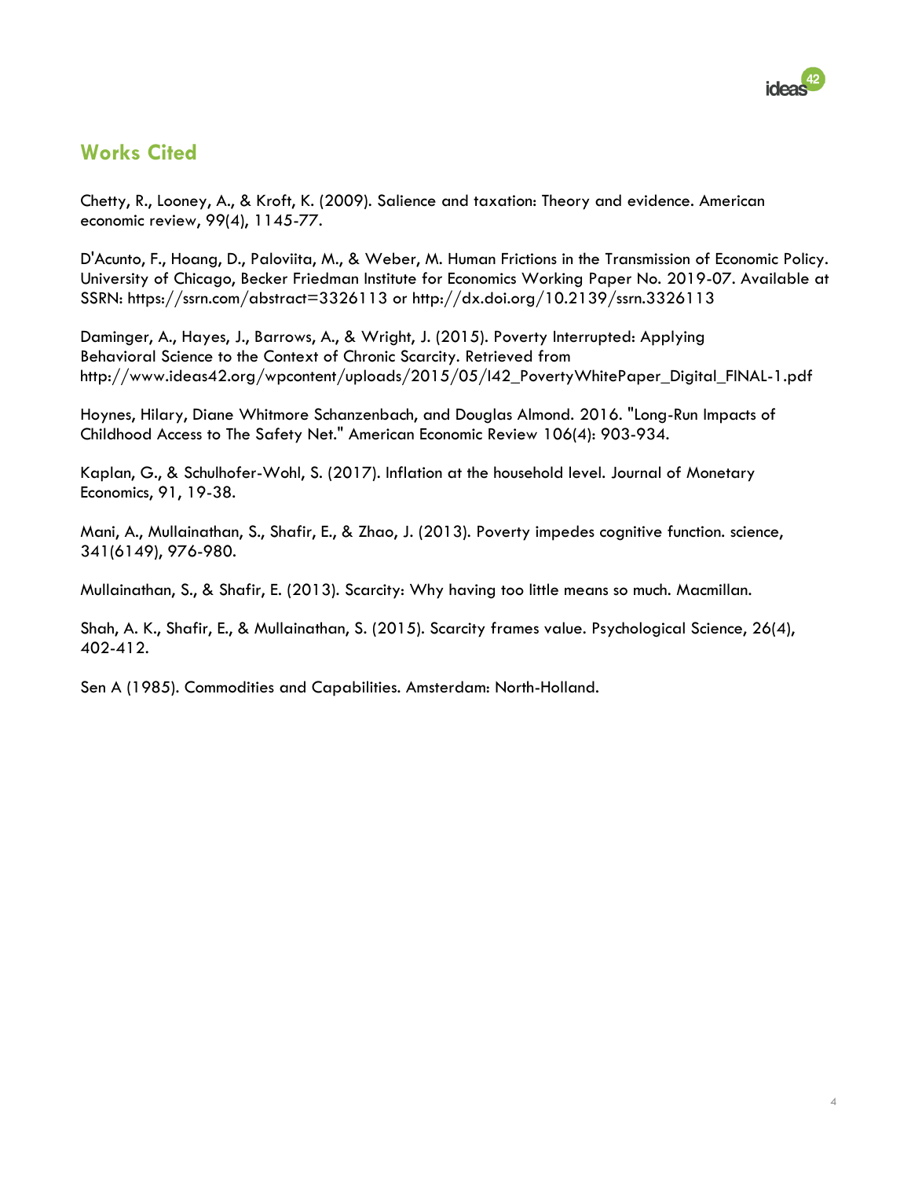## Works Cited

Chetty, R., Looney, A., & Kroft, K. (2009). Salience and taxation: Theory and evidence. American economic review, 99(4), 1145-77.

D'Acunto, F., Hoang, D., Paloviita, M., & Weber, M. Human Frictions in the Transmission of Economic Policy. University of Chicago, Becker Friedman Institute for Economics Working Paper No. 2019-07. Available at SSRN: https://ssrn.com/abstract=3326113 or http://dx.doi.org/10.2139/ssrn.3326113

Daminger, A., Hayes, J., Barrows, A., & Wright, J. (2015). Poverty Interrupted: Applying Behavioral Science to the Context of Chronic Scarcity. Retrieved from http://www.ideas42.org/wpcontent/uploads/2015/05/I42_PovertyWhitePaper_Digital_FINAL-1.pdf

Hoynes, Hilary, Diane Whitmore Schanzenbach, and Douglas Almond. 2016. "Long-Run Impacts of Childhood Access to The Safety Net." American Economic Review 106(4): 903-934.

Kaplan, G., & Schulhofer-Wohl, S. (2017). Inflation at the household level. Journal of Monetary Economics, 91, 19-38.

Mani, A., Mullainathan, S., Shafir, E., & Zhao, J. (2013). Poverty impedes cognitive function. science, 341(6149), 976-980.

Mullainathan, S., & Shafir, E. (2013). Scarcity: Why having too little means so much. Macmillan.

Shah, A. K., Shafir, E., & Mullainathan, S. (2015). Scarcity frames value. Psychological Science, 26(4), 402-412.

Sen A (1985). Commodities and Capabilities. Amsterdam: North-Holland.